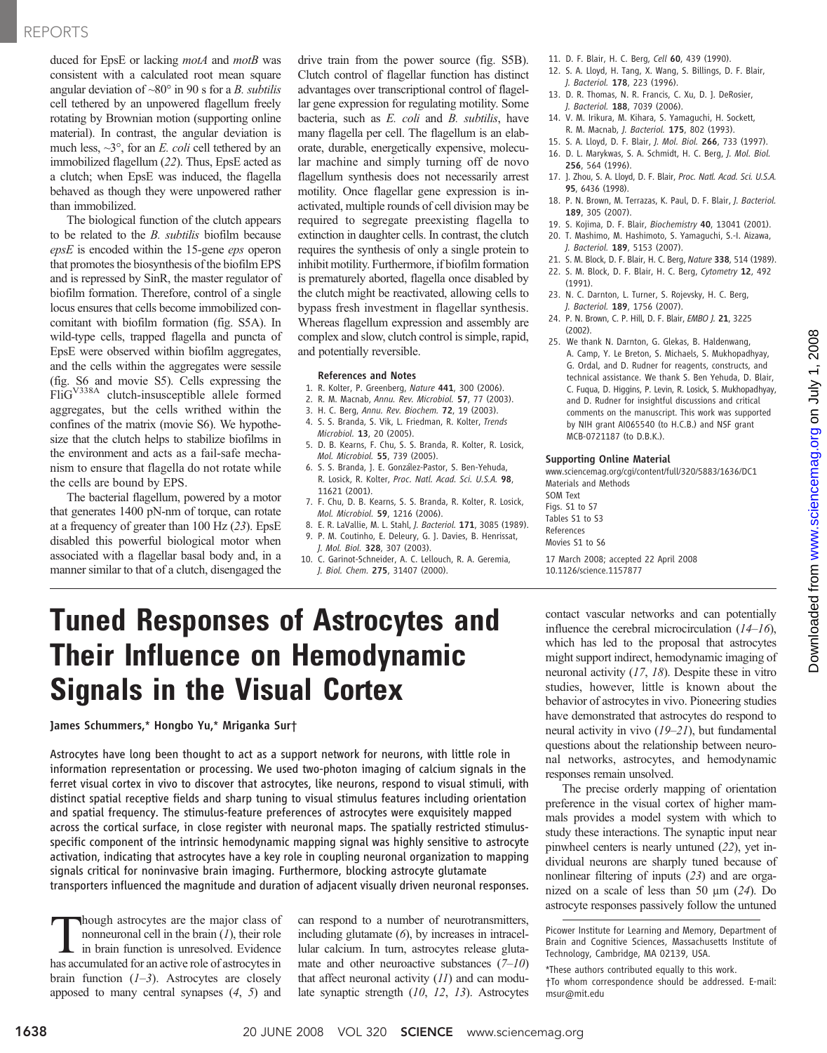duced for EpsE or lacking *motA* and *motB* was consistent with a calculated root mean square angular deviation of ~80° in 90 s for a *B. subtilis* cell tethered by an unpowered flagellum freely rotating by Brownian motion (supporting online material). In contrast, the angular deviation is much less, ~3°, for an *E. coli* cell tethered by an immobilized flagellum (*22*). Thus, EpsE acted as a clutch; when EpsE was induced, the flagella behaved as though they were unpowered rather than immobilized.

The biological function of the clutch appears to be related to the *B. subtilis* biofilm because *epsE* is encoded within the 15-gene *eps* operon that promotes the biosynthesis of the biofilm EPS and is repressed by SinR, the master regulator of biofilm formation. Therefore, control of a single locus ensures that cells become immobilized concomitant with biofilm formation (fig. S5A). In wild-type cells, trapped flagella and puncta of EpsE were observed within biofilm aggregates, and the cells within the aggregates were sessile (fig. S6 and movie S5). Cells expressing the FliG$^{V338A}$ clutch-insusceptible allele formed aggregates, but the cells writhed within the confines of the matrix (movie S6). We hypothesize that the clutch helps to stabilize biofilms in the environment and acts as a fail-safe mechanism to ensure that flagella do not rotate while the cells are bound by EPS.

The bacterial flagellum, powered by a motor that generates 1400 pN-nm of torque, can rotate at a frequency of greater than 100 Hz (*23*). EpsE disabled this powerful biological motor when associated with a flagellar basal body and, in a manner similar to that of a clutch, disengaged the drive train from the power source (fig. S5B). Clutch control of flagellar function has distinct advantages over transcriptional control of flagellar gene expression for regulating motility. Some bacteria, such as *E. coli* and *B. subtilis*, have many flagella per cell. The flagellum is an elaborate, durable, energetically expensive, molecular machine and simply turning off de novo flagellum synthesis does not necessarily arrest motility. Once flagellar gene expression is inactivated, multiple rounds of cell division may be required to segregate preexisting flagella to extinction in daughter cells. In contrast, the clutch requires the synthesis of only a single protein to inhibit motility. Furthermore, if biofilm formation is prematurely aborted, flagella once disabled by the clutch might be reactivated, allowing cells to bypass fresh investment in flagellar synthesis. Whereas flagellum expression and assembly are complex and slow, clutch control is simple, rapid, and potentially reversible.

### References and Notes

1. R. Kolter, P. Greenberg, *Nature* **441**, 300 (2006).
2. R. M. Macnab, *Annu. Rev. Microbiol.* **57**, 77 (2003).
3. H. C. Berg, *Annu. Rev. Biochem.* **72**, 19 (2003).
4. S. S. Branda, S. Vik, L. Friedman, R. Kolter, *Trends Microbiol.* **13**, 20 (2005).
5. D. B. Kearns, F. Chu, S. S. Branda, R. Kolter, R. Losick, *Mol. Microbiol.* **55**, 739 (2005).
6. S. S. Branda, J. E. González-Pastor, S. Ben-Yehuda, R. Losick, R. Kolter, *Proc. Natl. Acad. Sci. U.S.A.* **98**, 11621 (2001).
7. F. Chu, D. B. Kearns, S. S. Branda, R. Kolter, R. Losick, *Mol. Microbiol.* **59**, 1216 (2006).
8. E. R. LaVallie, M. L. Stahl, *J. Bacteriol.* **171**, 3085 (1989).
9. P. M. Coutinho, E. Deleury, G. J. Davies, B. Henrissat, *J. Mol. Biol.* **328**, 307 (2003).
10. C. Garinot-Schneider, A. C. Lellouch, R. A. Geremia, *J. Biol. Chem.* **275**, 31407 (2000).
11. D. F. Blair, H. C. Berg, *Cell* **60**, 439 (1990).
12. S. A. Lloyd, H. Tang, X. Wang, S. Billings, D. F. Blair, *J. Bacteriol.* **178**, 223 (1996).
13. D. R. Thomas, N. R. Francis, C. Xu, D. J. DeRosier, *J. Bacteriol.* **188**, 7039 (2006).
14. V. M. Irikura, M. Kihara, S. Yamaguchi, H. Sockett, R. M. Macnab, *J. Bacteriol.* **175**, 802 (1993).
15. S. A. Lloyd, D. F. Blair, *J. Mol. Biol.* **266**, 733 (1997).
16. D. L. Marykwas, S. A. Schmidt, H. C. Berg, *J. Mol. Biol.* **256**, 564 (1996).
17. J. Zhou, S. A. Lloyd, D. F. Blair, *Proc. Natl. Acad. Sci. U.S.A.* **95**, 6436 (1998).
18. P. N. Brown, M. Terrazas, K. Paul, D. F. Blair, *J. Bacteriol.* **189**, 305 (2007).
19. S. Kojima, D. F. Blair, *Biochemistry* **40**, 13041 (2001).
20. T. Mashimo, M. Hashimoto, S. Yamaguchi, S.-I. Aizawa, *J. Bacteriol.* **189**, 5153 (2007).
21. S. M. Block, D. F. Blair, H. C. Berg, *Nature* **338**, 514 (1989).
22. S. M. Block, D. F. Blair, H. C. Berg, *Cytometry* **12**, 492 (1991).
23. N. C. Darnton, L. Turner, S. Rojevsky, H. C. Berg, *J. Bacteriol.* **189**, 1756 (2007).
24. P. N. Brown, C. P. Hill, D. F. Blair, *EMBO J.* **21**, 3225 (2002).
25. We thank N. Darnton, G. Glekas, B. Haldenwang, A. Camp, Y. Le Breton, S. Michaels, S. Mukhopadhyay, G. Ordal, and D. Rudner for reagents, constructs, and technical assistance. We thank S. Ben Yehuda, D. Blair, C. Fuqua, D. Higgins, P. Levin, R. Losick, S. Mukhopadhyay, and D. Rudner for insightful discussions and critical comments on the manuscript. This work was supported by NIH grant AI065540 (to H.C.B.) and NSF grant MCB-0721187 (to D.B.K.).

### Supporting Online Material

www.sciencemag.org/cgi/content/full/320/5883/1636/DC1
Materials and Methods
SOM Text
Figs. S1 to S7
Tables S1 to S3
References
Movies S1 to S6

17 March 2008; accepted 22 April 2008
10.1126/science.1157877

# Tuned Responses of Astrocytes and Their Influence on Hemodynamic Signals in the Visual Cortex

**James Schummers,\* Hongbo Yu,\* Mriganka Sur†**

Astrocytes have long been thought to act as a support network for neurons, with little role in information representation or processing. We used two-photon imaging of calcium signals in the ferret visual cortex in vivo to discover that astrocytes, like neurons, respond to visual stimuli, with distinct spatial receptive fields and sharp tuning to visual stimulus features including orientation and spatial frequency. The stimulus-feature preferences of astrocytes were exquisitely mapped across the cortical surface, in close register with neuronal maps. The spatially restricted stimulus-specific component of the intrinsic hemodynamic mapping signal was highly sensitive to astrocyte activation, indicating that astrocytes have a key role in coupling neuronal organization to mapping signals critical for noninvasive brain imaging. Furthermore, blocking astrocyte glutamate transporters influenced the magnitude and duration of adjacent visually driven neuronal responses.

Though astrocytes are the major class of nonneuronal cell in the brain (*1*), their role in brain function is unresolved. Evidence has accumulated for an active role of astrocytes in brain function (*1*–*3*). Astrocytes are closely apposed to many central synapses (*4*, *5*) and can respond to a number of neurotransmitters, including glutamate (*6*), by increases in intracellular calcium. In turn, astrocytes release glutamate and other neuroactive substances (*7*–*10*) that affect neuronal activity (*11*) and can modulate synaptic strength (*10*, *12*, *13*). Astrocytes contact vascular networks and can potentially influence the cerebral microcirculation (*14*–*16*), which has led to the proposal that astrocytes might support indirect, hemodynamic imaging of neuronal activity (*17*, *18*). Despite these in vitro studies, however, little is known about the behavior of astrocytes in vivo. Pioneering studies have demonstrated that astrocytes do respond to neural activity in vivo (*19*–*21*), but fundamental questions about the relationship between neuronal networks, astrocytes, and hemodynamic responses remain unsolved.

The precise orderly mapping of orientation preference in the visual cortex of higher mammals provides a model system with which to study these interactions. The synaptic input near pinwheel centers is nearly untuned (*22*), yet individual neurons are sharply tuned because of nonlinear filtering of inputs (*23*) and are organized on a scale of less than 50 μm (*24*). Do astrocyte responses passively follow the untuned

Picower Institute for Learning and Memory, Department of Brain and Cognitive Sciences, Massachusetts Institute of Technology, Cambridge, MA 02139, USA.

\*These authors contributed equally to this work.

†To whom correspondence should be addressed. E-mail: msur@mit.edu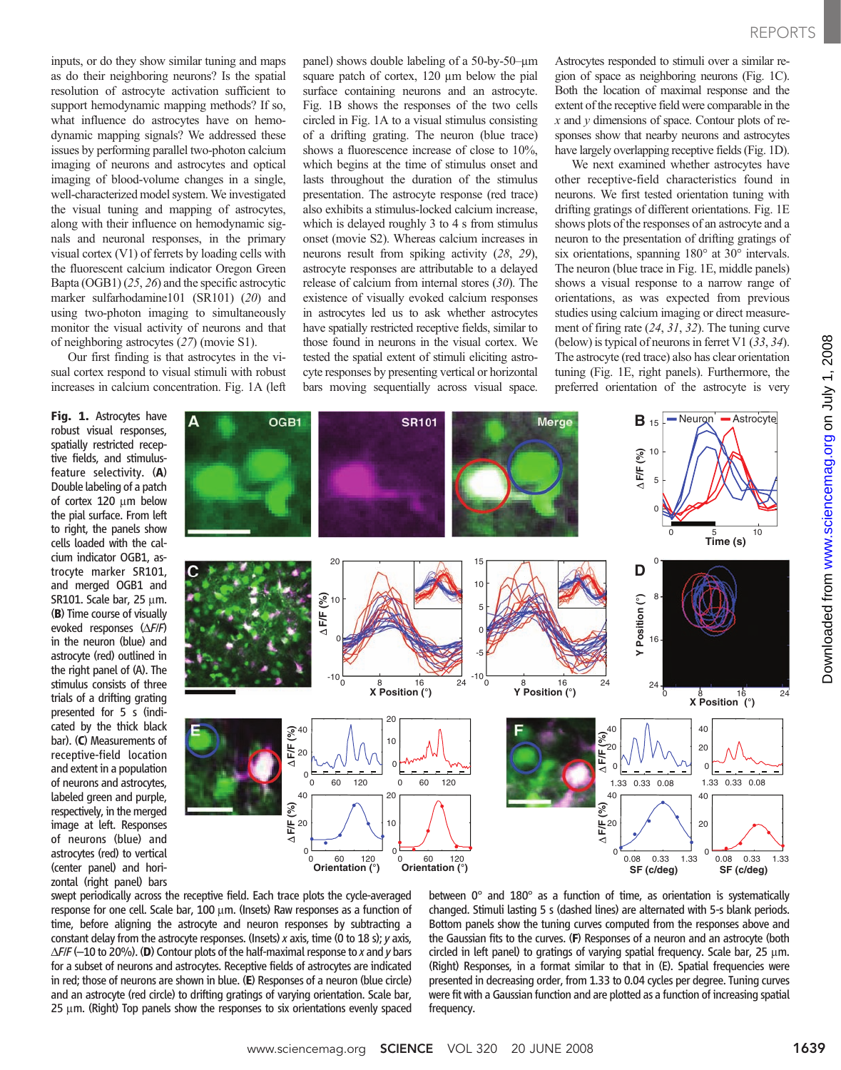inputs, or do they show similar tuning and maps as do their neighboring neurons? Is the spatial resolution of astrocyte activation sufficient to support hemodynamic mapping methods? If so, what influence do astrocytes have on hemodynamic mapping signals? We addressed these issues by performing parallel two-photon calcium imaging of neurons and astrocytes and optical imaging of blood-volume changes in a single, well-characterized model system. We investigated the visual tuning and mapping of astrocytes, along with their influence on hemodynamic signals and neuronal responses, in the primary visual cortex (V1) of ferrets by loading cells with the fluorescent calcium indicator Oregon Green Bapta (OGB1) (*25*, *26*) and the specific astrocytic marker sulfarhodamine101 (SR101) (*20*) and using two-photon imaging to simultaneously monitor the visual activity of neurons and that of neighboring astrocytes (*27*) (movie S1).

Our first finding is that astrocytes in the visual cortex respond to visual stimuli with robust increases in calcium concentration. Fig. 1A (left panel) shows double labeling of a 50-by-50–μm square patch of cortex, 120 μm below the pial surface containing neurons and an astrocyte. Fig. 1B shows the responses of the two cells circled in Fig. 1A to a visual stimulus consisting of a drifting grating. The neuron (blue trace) shows a fluorescence increase of close to 10%, which begins at the time of stimulus onset and lasts throughout the duration of the stimulus presentation. The astrocyte response (red trace) also exhibits a stimulus-locked calcium increase, which is delayed roughly 3 to 4 s from stimulus onset (movie S2). Whereas calcium increases in neurons result from spiking activity (*28*, *29*), astrocyte responses are attributable to a delayed release of calcium from internal stores (*30*). The existence of visually evoked calcium responses in astrocytes led us to ask whether astrocytes have spatially restricted receptive fields, similar to those found in neurons in the visual cortex. We tested the spatial extent of stimuli eliciting astrocyte responses by presenting vertical or horizontal bars moving sequentially across visual space. Astrocytes responded to stimuli over a similar region of space as neighboring neurons (Fig. 1C). Both the location of maximal response and the extent of the receptive field were comparable in the *x* and *y* dimensions of space. Contour plots of responses show that nearby neurons and astrocytes have largely overlapping receptive fields (Fig. 1D).

We next examined whether astrocytes have other receptive-field characteristics found in neurons. We first tested orientation tuning with drifting gratings of different orientations. Fig. 1E shows plots of the responses of an astrocyte and a neuron to the presentation of drifting gratings of six orientations, spanning 180° at 30° intervals. The neuron (blue trace in Fig. 1E, middle panels) shows a visual response to a narrow range of orientations, as was expected from previous studies using calcium imaging or direct measurement of firing rate (*24*, *31*, *32*). The tuning curve (below) is typical of neurons in ferret V1 (*33*, *34*). The astrocyte (red trace) also has clear orientation tuning (Fig. 1E, right panels). Furthermore, the preferred orientation of the astrocyte is very

**Fig. 1.** Astrocytes have robust visual responses, spatially restricted receptive fields, and stimulus-feature selectivity. (**A**) Double labeling of a patch of cortex 120 μm below the pial surface. From left to right, the panels show cells loaded with the calcium indicator OGB1, astrocyte marker SR101, and merged OGB1 and SR101. Scale bar, 25 μm. (**B**) Time course of visually evoked responses ($\Delta F/F$) in the neuron (blue) and astrocyte (red) outlined in the right panel of (A). The stimulus consists of three trials of a drifting grating presented for 5 s (indicated by the thick black bar). (**C**) Measurements of receptive-field location and extent in a population of neurons and astrocytes, labeled green and purple, respectively, in the merged image at left. Responses of neurons (blue) and astrocytes (red) to vertical (center panel) and horizontal (right panel) bars swept periodically across the receptive field. Each trace plots the cycle-averaged response for one cell. Scale bar, 100 μm. (Insets) Raw responses as a function of time, before aligning the astrocyte and neuron responses by subtracting a constant delay from the astrocyte responses. (Insets) *x* axis, time (0 to 18 s); *y* axis, $\Delta F/F$ (–10 to 20%). (**D**) Contour plots of the half-maximal response to *x* and *y* bars for a subset of neurons and astrocytes. Receptive fields of astrocytes are indicated in red; those of neurons are shown in blue. (**E**) Responses of a neuron (blue circle) and an astrocyte (red circle) to drifting gratings of varying orientation. Scale bar, 25 μm. (Right) Top panels show the responses to six orientations evenly spaced between 0° and 180° as a function of time, as orientation is systematically changed. Stimuli lasting 5 s (dashed lines) are alternated with 5-s blank periods. Bottom panels show the tuning curves computed from the responses above and the Gaussian fits to the curves. (**F**) Responses of a neuron and an astrocyte (both circled in left panel) to gratings of varying spatial frequency. Scale bar, 25 μm. (Right) Responses, in a format similar to that in (E). Spatial frequencies were presented in decreasing order, from 1.33 to 0.04 cycles per degree. Tuning curves were fit with a Gaussian function and are plotted as a function of increasing spatial frequency.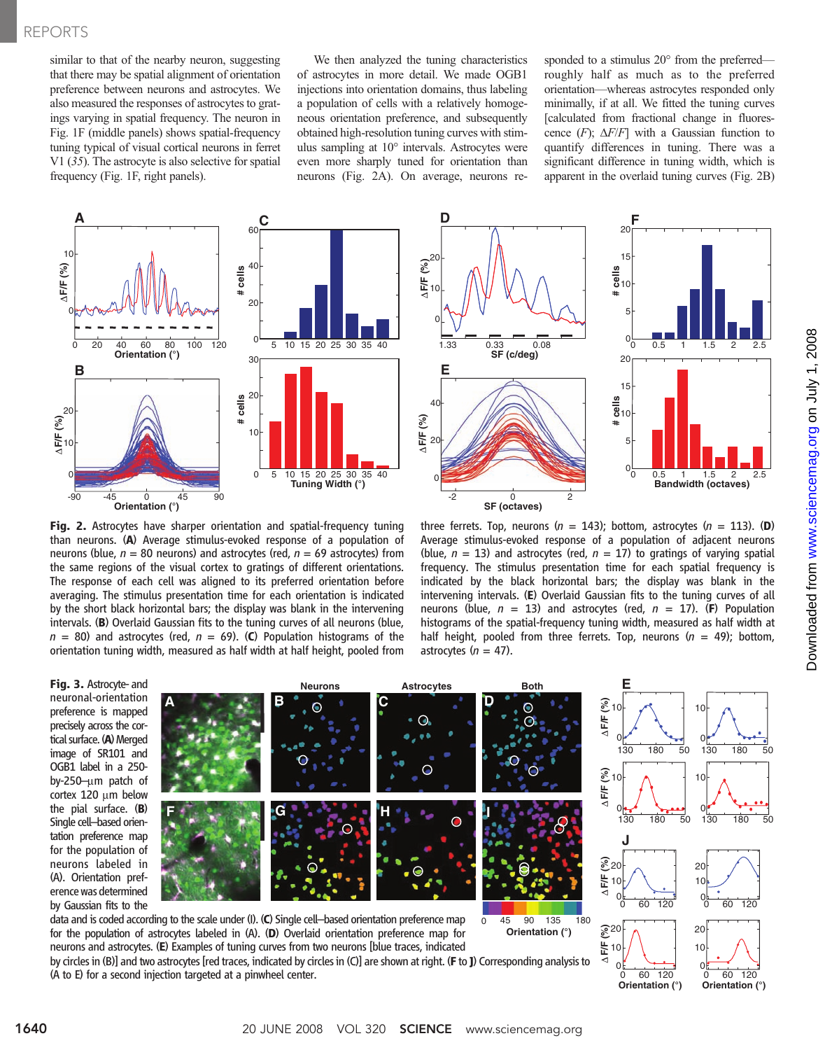similar to that of the nearby neuron, suggesting that there may be spatial alignment of orientation preference between neurons and astrocytes. We also measured the responses of astrocytes to gratings varying in spatial frequency. The neuron in Fig. 1F (middle panels) shows spatial-frequency tuning typical of visual cortical neurons in ferret V1 (35). The astrocyte is also selective for spatial frequency (Fig. 1F, right panels).

We then analyzed the tuning characteristics of astrocytes in more detail. We made OGB1 injections into orientation domains, thus labeling a population of cells with a relatively homogeneous orientation preference, and subsequently obtained high-resolution tuning curves with stimulus sampling at 10° intervals. Astrocytes were even more sharply tuned for orientation than neurons (Fig. 2A). On average, neurons responded to a stimulus 20° from the preferred—roughly half as much as to the preferred orientation—whereas astrocytes responded only minimally, if at all. We fitted the tuning curves [calculated from fractional change in fluorescence ($F$); $\Delta F/F$] with a Gaussian function to quantify differences in tuning. There was a significant difference in tuning width, which is apparent in the overlaid tuning curves (Fig. 2B)

**Fig. 2.** Astrocytes have sharper orientation and spatial-frequency tuning than neurons. (**A**) Average stimulus-evoked response of a population of neurons (blue, $n$ = 80 neurons) and astrocytes (red, $n$ = 69 astrocytes) from the same regions of the visual cortex to gratings of different orientations. The response of each cell was aligned to its preferred orientation before averaging. The stimulus presentation time for each orientation is indicated by the short black horizontal bars; the display was blank in the intervening intervals. (**B**) Overlaid Gaussian fits to the tuning curves of all neurons (blue, $n$ = 80) and astrocytes (red, $n$ = 69). (**C**) Population histograms of the orientation tuning width, measured as half width at half height, pooled from three ferrets. Top, neurons ($n$ = 143); bottom, astrocytes ($n$ = 113). (**D**) Average stimulus-evoked response of a population of adjacent neurons (blue, $n$ = 13) and astrocytes (red, $n$ = 17) to gratings of varying spatial frequency. The stimulus presentation time for each spatial frequency is indicated by the black horizontal bars; the display was blank in the intervening intervals. (**E**) Overlaid Gaussian fits to the tuning curves of all neurons (blue, $n$ = 13) and astrocytes (red, $n$ = 17). (**F**) Population histograms of the spatial-frequency tuning width, measured as half width at half height, pooled from three ferrets. Top, neurons ($n$ = 49); bottom, astrocytes ($n$ = 47).

**Fig. 3.** Astrocyte- and neuronal-orientation preference is mapped precisely across the cortical surface. (**A**) Merged image of SR101 and OGB1 label in a 250-by-250–μm patch of cortex 120 μm below the pial surface. (**B**) Single cell–based orientation preference map for the population of neurons labeled in (A). Orientation preference was determined by Gaussian fits to the data and is coded according to the scale under (I). (**C**) Single cell–based orientation preference map for the population of astrocytes labeled in (A). (**D**) Overlaid orientation preference map for neurons and astrocytes. (**E**) Examples of tuning curves from two neurons [blue traces, indicated by circles in (B)] and two astrocytes [red traces, indicated by circles in (C)] are shown at right. (**F** to **J**) Corresponding analysis to (A to E) for a second injection targeted at a pinwheel center.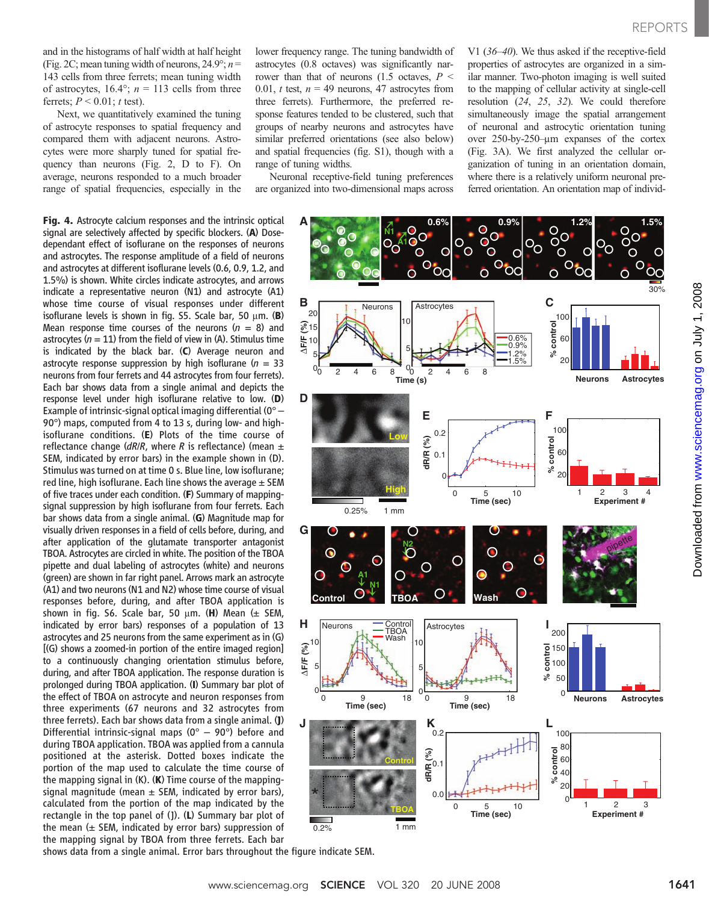and in the histograms of half width at half height (Fig. 2C; mean tuning width of neurons, 24.9°; $n$ = 143 cells from three ferrets; mean tuning width of astrocytes, 16.4°; $n$ = 113 cells from three ferrets; $P < 0.01$; $t$ test).

Next, we quantitatively examined the tuning of astrocyte responses to spatial frequency and compared them with adjacent neurons. Astrocytes were more sharply tuned for spatial frequency than neurons (Fig. 2, D to F). On average, neurons responded to a much broader range of spatial frequencies, especially in the lower frequency range. The tuning bandwidth of astrocytes (0.8 octaves) was significantly narrower than that of neurons (1.5 octaves, $P < 0.01$, $t$ test, $n$ = 49 neurons, 47 astrocytes from three ferrets). Furthermore, the preferred response features tended to be clustered, such that groups of nearby neurons and astrocytes have similar preferred orientations (see also below) and spatial frequencies (fig. S1), though with a range of tuning widths.

Neuronal receptive-field tuning preferences are organized into two-dimensional maps across V1 (36–40). We thus asked if the receptive-field properties of astrocytes are organized in a similar manner. Two-photon imaging is well suited to the mapping of cellular activity at single-cell resolution (24, 25, 32). We could therefore simultaneously image the spatial arrangement of neuronal and astrocytic orientation tuning over 250-by-250–μm expanses of the cortex (Fig. 3A). We first analyzed the cellular organization of tuning in an orientation domain, where there is a relatively uniform neuronal preferred orientation. An orientation map of individ-

**Fig. 4.** Astrocyte calcium responses and the intrinsic optical signal are selectively affected by specific blockers. (**A**) Dose-dependant effect of isoflurane on the responses of neurons and astrocytes. The response amplitude of a field of neurons and astrocytes at different isoflurane levels (0.6, 0.9, 1.2, and 1.5%) is shown. White circles indicate astrocytes, and arrows indicate a representative neuron (N1) and astrocyte (A1) whose time course of visual responses under different isoflurane levels is shown in fig. S5. Scale bar, 50 μm. (**B**) Mean response time courses of the neurons ($n$ = 8) and astrocytes ($n$ = 11) from the field of view in (A). Stimulus time is indicated by the black bar. (**C**) Average neuron and astrocyte response suppression by high isoflurane ($n$ = 33 neurons from four ferrets and 44 astrocytes from four ferrets). Each bar shows data from a single animal and depicts the response level under high isoflurane relative to low. (**D**) Example of intrinsic-signal optical imaging differential (0° – 90°) maps, computed from 4 to 13 s, during low- and high-isoflurane conditions. (**E**) Plots of the time course of reflectance change ($dR/R$, where $R$ is reflectance) (mean ± SEM, indicated by error bars) in the example shown in (D). Stimulus was turned on at time 0 s. Blue line, low isoflurane; red line, high isoflurane. Each line shows the average ± SEM of five traces under each condition. (**F**) Summary of mapping-signal suppression by high isoflurane from four ferrets. Each bar shows data from a single animal. (**G**) Magnitude map for visually driven responses in a field of cells before, during, and after application of the glutamate transporter antagonist TBOA. Astrocytes are circled in white. The position of the TBOA pipette and dual labeling of astrocytes (white) and neurons (green) are shown in far right panel. Arrows mark an astrocyte (A1) and two neurons (N1 and N2) whose time course of visual responses before, during, and after TBOA application is shown in fig. S6. Scale bar, 50 μm. (**H**) Mean (± SEM, indicated by error bars) responses of a population of 13 astrocytes and 25 neurons from the same experiment as in (G) [(G) shows a zoomed-in portion of the entire imaged region] to a continuously changing orientation stimulus before, during, and after TBOA application. The response duration is prolonged during TBOA application. (**I**) Summary bar plot of the effect of TBOA on astrocyte and neuron responses from three experiments (67 neurons and 32 astrocytes from three ferrets). Each bar shows data from a single animal. (**J**) Differential intrinsic-signal maps (0° – 90°) before and during TBOA application. TBOA was applied from a cannula positioned at the asterisk. Dotted boxes indicate the portion of the map used to calculate the time course of the mapping signal in (K). (**K**) Time course of the mapping-signal magnitude (mean ± SEM, indicated by error bars), calculated from the portion of the map indicated by the rectangle in the top panel of (J). (**L**) Summary bar plot of the mean (± SEM, indicated by error bars) suppression of the mapping signal by TBOA from three ferrets. Each bar shows data from a single animal. Error bars throughout the figure indicate SEM.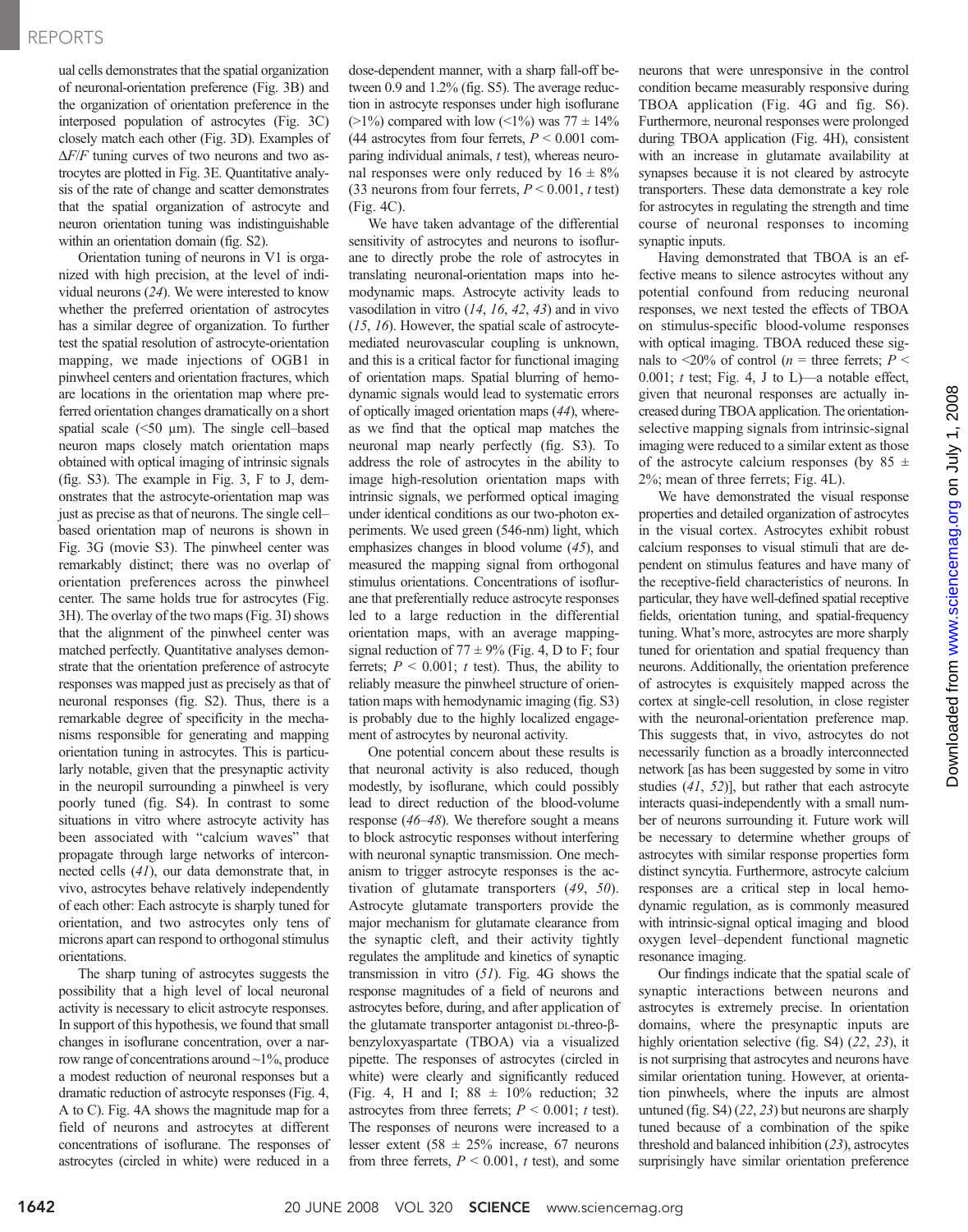ual cells demonstrates that the spatial organization of neuronal-orientation preference (Fig. 3B) and the organization of orientation preference in the interposed population of astrocytes (Fig. 3C) closely match each other (Fig. 3D). Examples of $\Delta F/F$ tuning curves of two neurons and two astrocytes are plotted in Fig. 3E. Quantitative analysis of the rate of change and scatter demonstrates that the spatial organization of astrocyte and neuron orientation tuning was indistinguishable within an orientation domain (fig. S2).

Orientation tuning of neurons in V1 is organized with high precision, at the level of individual neurons (*24*). We were interested to know whether the preferred orientation of astrocytes has a similar degree of organization. To further test the spatial resolution of astrocyte-orientation mapping, we made injections of OGB1 in pinwheel centers and orientation fractures, which are locations in the orientation map where preferred orientation changes dramatically on a short spatial scale (<50 μm). The single cell–based neuron maps closely match orientation maps obtained with optical imaging of intrinsic signals (fig. S3). The example in Fig. 3, F to J, demonstrates that the astrocyte-orientation map was just as precise as that of neurons. The single cell–based orientation map of neurons is shown in Fig. 3G (movie S3). The pinwheel center was remarkably distinct; there was no overlap of orientation preferences across the pinwheel center. The same holds true for astrocytes (Fig. 3H). The overlay of the two maps (Fig. 3I) shows that the alignment of the pinwheel center was matched perfectly. Quantitative analyses demonstrate that the orientation preference of astrocyte responses was mapped just as precisely as that of neuronal responses (fig. S2). Thus, there is a remarkable degree of specificity in the mechanisms responsible for generating and mapping orientation tuning in astrocytes. This is particularly notable, given that the presynaptic activity in the neuropil surrounding a pinwheel is very poorly tuned (fig. S4). In contrast to some situations in vitro where astrocyte activity has been associated with "calcium waves" that propagate through large networks of interconnected cells (*41*), our data demonstrate that, in vivo, astrocytes behave relatively independently of each other: Each astrocyte is sharply tuned for orientation, and two astrocytes only tens of microns apart can respond to orthogonal stimulus orientations.

The sharp tuning of astrocytes suggests the possibility that a high level of local neuronal activity is necessary to elicit astrocyte responses. In support of this hypothesis, we found that small changes in isoflurane concentration, over a narrow range of concentrations around ~1%, produce a modest reduction of neuronal responses but a dramatic reduction of astrocyte responses (Fig. 4, A to C). Fig. 4A shows the magnitude map for a field of neurons and astrocytes at different concentrations of isoflurane. The responses of astrocytes (circled in white) were reduced in a dose-dependent manner, with a sharp fall-off between 0.9 and 1.2% (fig. S5). The average reduction in astrocyte responses under high isoflurane (>1%) compared with low (<1%) was 77 ± 14% (44 astrocytes from four ferrets, $P < 0.001$ comparing individual animals, *t* test), whereas neuronal responses were only reduced by 16 ± 8% (33 neurons from four ferrets, $P < 0.001$, *t* test) (Fig. 4C).

We have taken advantage of the differential sensitivity of astrocytes and neurons to isoflurane to directly probe the role of astrocytes in translating neuronal-orientation maps into hemodynamic maps. Astrocyte activity leads to vasodilation in vitro (*14*, *16*, *42*, *43*) and in vivo (*15*, *16*). However, the spatial scale of astrocyte-mediated neurovascular coupling is unknown, and this is a critical factor for functional imaging of orientation maps. Spatial blurring of hemodynamic signals would lead to systematic errors of optically imaged orientation maps (*44*), whereas we find that the optical map matches the neuronal map nearly perfectly (fig. S3). To address the role of astrocytes in the ability to image high-resolution orientation maps with intrinsic signals, we performed optical imaging under identical conditions as our two-photon experiments. We used green (546-nm) light, which emphasizes changes in blood volume (*45*), and measured the mapping signal from orthogonal stimulus orientations. Concentrations of isoflurane that preferentially reduce astrocyte responses led to a large reduction in the differential orientation maps, with an average mapping-signal reduction of 77 ± 9% (Fig. 4, D to F; four ferrets; $P < 0.001$; *t* test). Thus, the ability to reliably measure the pinwheel structure of orientation maps with hemodynamic imaging (fig. S3) is probably due to the highly localized engagement of astrocytes by neuronal activity.

One potential concern about these results is that neuronal activity is also reduced, though modestly, by isoflurane, which could possibly lead to direct reduction of the blood-volume response (*46*–*48*). We therefore sought a means to block astrocytic responses without interfering with neuronal synaptic transmission. One mechanism to trigger astrocyte responses is the activation of glutamate transporters (*49*, *50*). Astrocyte glutamate transporters provide the major mechanism for glutamate clearance from the synaptic cleft, and their activity tightly regulates the amplitude and kinetics of synaptic transmission in vitro (*51*). Fig. 4G shows the response magnitudes of a field of neurons and astrocytes before, during, and after application of the glutamate transporter antagonist DL-threo-β-benzyloxyaspartate (TBOA) via a visualized pipette. The responses of astrocytes (circled in white) were clearly and significantly reduced (Fig. 4, H and I; 88 ± 10% reduction; 32 astrocytes from three ferrets; $P < 0.001$; *t* test). The responses of neurons were increased to a lesser extent (58 ± 25% increase, 67 neurons from three ferrets, $P < 0.001$, *t* test), and some neurons that were unresponsive in the control condition became measurably responsive during TBOA application (Fig. 4G and fig. S6). Furthermore, neuronal responses were prolonged during TBOA application (Fig. 4H), consistent with an increase in glutamate availability at synapses because it is not cleared by astrocyte transporters. These data demonstrate a key role for astrocytes in regulating the strength and time course of neuronal responses to incoming synaptic inputs.

Having demonstrated that TBOA is an effective means to silence astrocytes without any potential confound from reducing neuronal responses, we next tested the effects of TBOA on stimulus-specific blood-volume responses with optical imaging. TBOA reduced these signals to <20% of control ($n$ = three ferrets; $P < 0.001$; *t* test; Fig. 4, J to L)—a notable effect, given that neuronal responses are actually increased during TBOA application. The orientation-selective mapping signals from intrinsic-signal imaging were reduced to a similar extent as those of the astrocyte calcium responses (by 85 ± 2%; mean of three ferrets; Fig. 4L).

We have demonstrated the visual response properties and detailed organization of astrocytes in the visual cortex. Astrocytes exhibit robust calcium responses to visual stimuli that are dependent on stimulus features and have many of the receptive-field characteristics of neurons. In particular, they have well-defined spatial receptive fields, orientation tuning, and spatial-frequency tuning. What's more, astrocytes are more sharply tuned for orientation and spatial frequency than neurons. Additionally, the orientation preference of astrocytes is exquisitely mapped across the cortex at single-cell resolution, in close register with the neuronal-orientation preference map. This suggests that, in vivo, astrocytes do not necessarily function as a broadly interconnected network [as has been suggested by some in vitro studies (*41*, *52*)], but rather that each astrocyte interacts quasi-independently with a small number of neurons surrounding it. Future work will be necessary to determine whether groups of astrocytes with similar response properties form distinct syncytia. Furthermore, astrocyte calcium responses are a critical step in local hemodynamic regulation, as is commonly measured with intrinsic-signal optical imaging and blood oxygen level–dependent functional magnetic resonance imaging.

Our findings indicate that the spatial scale of synaptic interactions between neurons and astrocytes is extremely precise. In orientation domains, where the presynaptic inputs are highly orientation selective (fig. S4) (*22*, *23*), it is not surprising that astrocytes and neurons have similar orientation tuning. However, at orientation pinwheels, where the inputs are almost untuned (fig. S4) (*22*, *23*) but neurons are sharply tuned because of a combination of the spike threshold and balanced inhibition (*23*), astrocytes surprisingly have similar orientation preference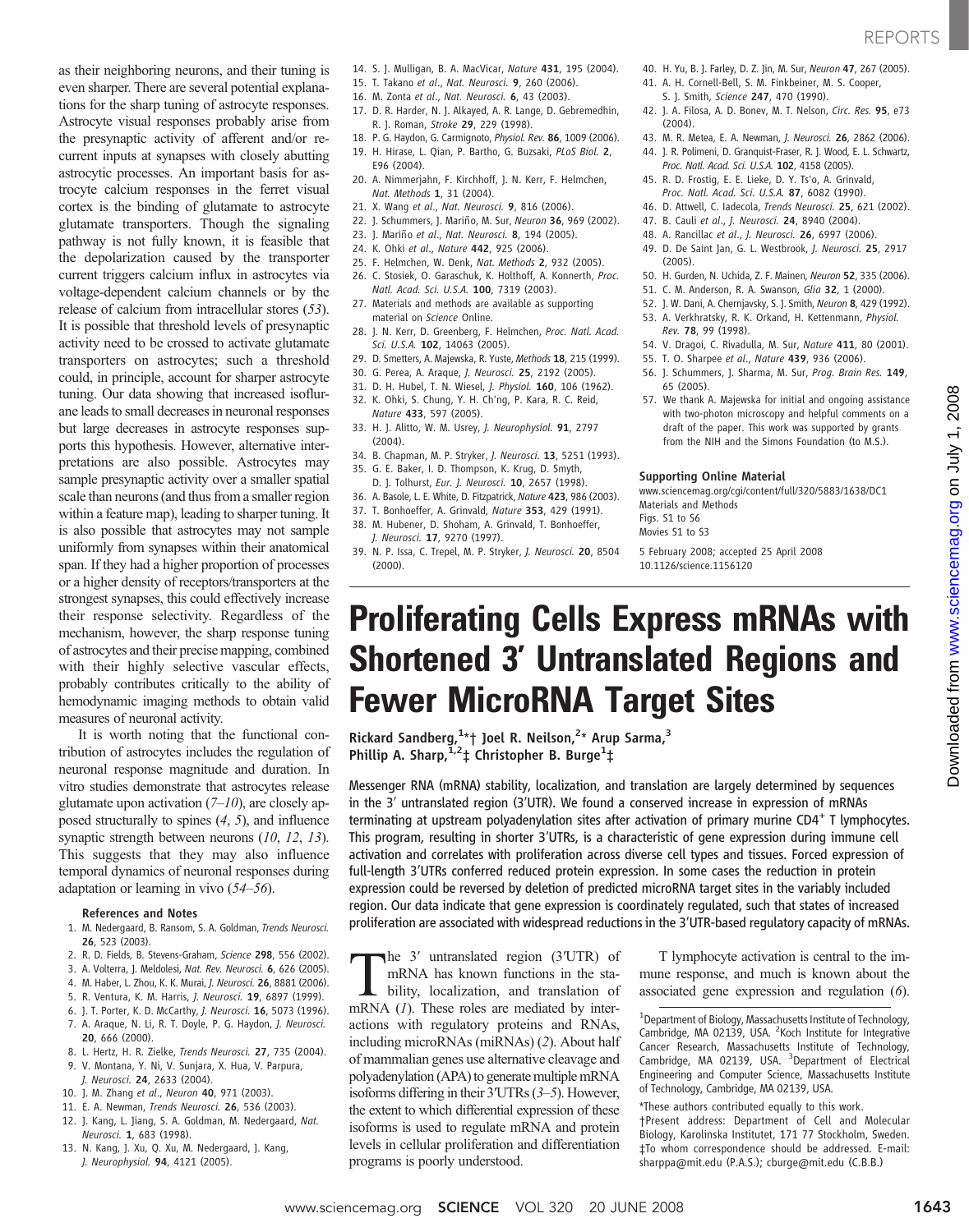as their neighboring neurons, and their tuning is even sharper. There are several potential explanations for the sharp tuning of astrocyte responses. Astrocyte visual responses probably arise from the presynaptic activity of afferent and/or recurrent inputs at synapses with closely abutting astrocytic processes. An important basis for astrocyte calcium responses in the ferret visual cortex is the binding of glutamate to astrocyte glutamate transporters. Though the signaling pathway is not fully known, it is feasible that the depolarization caused by the transporter current triggers calcium influx in astrocytes via voltage-dependent calcium channels or by the release of calcium from intracellular stores (*53*). It is possible that threshold levels of presynaptic activity need to be crossed to activate glutamate transporters on astrocytes; such a threshold could, in principle, account for sharper astrocyte tuning. Our data showing that increased isoflurane leads to small decreases in neuronal responses but large decreases in astrocyte responses supports this hypothesis. However, alternative interpretations are also possible. Astrocytes may sample presynaptic activity over a smaller spatial scale than neurons (and thus from a smaller region within a feature map), leading to sharper tuning. It is also possible that astrocytes may not sample uniformly from synapses within their anatomical span. If they had a higher proportion of processes or a higher density of receptors/transporters at the strongest synapses, this could effectively increase their response selectivity. Regardless of the mechanism, however, the sharp response tuning of astrocytes and their precise mapping, combined with their highly selective vascular effects, probably contributes critically to the ability of hemodynamic imaging methods to obtain valid measures of neuronal activity.

It is worth noting that the functional contribution of astrocytes includes the regulation of neuronal response magnitude and duration. In vitro studies demonstrate that astrocytes release glutamate upon activation (*7*–*10*), are closely apposed structurally to spines (*4*, *5*), and influence synaptic strength between neurons (*10*, *12*, *13*). This suggests that they may also influence temporal dynamics of neuronal responses during adaptation or learning in vivo (*54*–*56*).

**References and Notes**

1. M. Nedergaard, B. Ransom, S. A. Goldman, *Trends Neurosci.* **26**, 523 (2003).
2. R. D. Fields, B. Stevens-Graham, *Science* **298**, 556 (2002).
3. A. Volterra, J. Meldolesi, *Nat. Rev. Neurosci.* **6**, 626 (2005).
4. M. Haber, L. Zhou, K. K. Murai, *J. Neurosci.* **26**, 8881 (2006).
5. R. Ventura, K. M. Harris, *J. Neurosci.* **19**, 6897 (1999).
6. J. T. Porter, K. D. McCarthy, *J. Neurosci.* **16**, 5073 (1996).
7. A. Araque, N. Li, R. T. Doyle, P. G. Haydon, *J. Neurosci.* **20**, 666 (2000).
8. L. Hertz, H. R. Zielke, *Trends Neurosci.* **27**, 735 (2004).
9. V. Montana, Y. Ni, V. Sunjara, X. Hua, V. Parpura, *J. Neurosci.* **24**, 2633 (2004).
10. J. M. Zhang *et al.*, *Neuron* **40**, 971 (2003).
11. E. A. Newman, *Trends Neurosci.* **26**, 536 (2003).
12. J. Kang, L. Jiang, S. A. Goldman, M. Nedergaard, *Nat. Neurosci.* **1**, 683 (1998).
13. N. Kang, J. Xu, Q. Xu, M. Nedergaard, J. Kang, *J. Neurophysiol.* **94**, 4121 (2005).
14. S. J. Mulligan, B. A. MacVicar, *Nature* **431**, 195 (2004).
15. T. Takano *et al.*, *Nat. Neurosci.* **9**, 260 (2006).
16. M. Zonta *et al.*, *Nat. Neurosci.* **6**, 43 (2003).
17. D. R. Harder, N. J. Alkayed, A. R. Lange, D. Gebremedhin, R. J. Roman, *Stroke* **29**, 229 (1998).
18. P. G. Haydon, G. Carmignoto, *Physiol. Rev.* **86**, 1009 (2006).
19. H. Hirase, L. Qian, P. Bartho, G. Buzsaki, *PLoS Biol.* **2**, E96 (2004).
20. A. Nimmerjahn, F. Kirchhoff, J. N. Kerr, F. Helmchen, *Nat. Methods* **1**, 31 (2004).
21. X. Wang *et al.*, *Nat. Neurosci.* **9**, 816 (2006).
22. J. Schummers, J. Mariño, M. Sur, *Neuron* **36**, 969 (2002).
23. J. Mariño *et al.*, *Nat. Neurosci.* **8**, 194 (2005).
24. K. Ohki *et al.*, *Nature* **442**, 925 (2006).
25. F. Helmchen, W. Denk, *Nat. Methods* **2**, 932 (2005).
26. C. Stosiek, O. Garaschuk, K. Holthoff, A. Konnerth, *Proc. Natl. Acad. Sci. U.S.A.* **100**, 7319 (2003).
27. Materials and methods are available as supporting material on *Science* Online.
28. J. N. Kerr, D. Greenberg, F. Helmchen, *Proc. Natl. Acad. Sci. U.S.A.* **102**, 14063 (2005).
29. D. Smetters, A. Majewska, R. Yuste, *Methods* **18**, 215 (1999).
30. G. Perea, A. Araque, *J. Neurosci.* **25**, 2192 (2005).
31. D. H. Hubel, T. N. Wiesel, *J. Physiol.* **160**, 106 (1962).
32. K. Ohki, S. Chung, Y. H. Ch'ng, P. Kara, R. C. Reid, *Nature* **433**, 597 (2005).
33. H. J. Alitto, W. M. Usrey, *J. Neurophysiol.* **91**, 2797 (2004).
34. B. Chapman, M. P. Stryker, *J. Neurosci.* **13**, 5251 (1993).
35. G. E. Baker, I. D. Thompson, K. Krug, D. Smyth, D. J. Tolhurst, *Eur. J. Neurosci.* **10**, 2657 (1998).
36. A. Basole, L. E. White, D. Fitzpatrick, *Nature* **423**, 986 (2003).
37. T. Bonhoeffer, A. Grinvald, *Nature* **353**, 429 (1991).
38. M. Hubener, D. Shoham, A. Grinvald, T. Bonhoeffer, *J. Neurosci.* **17**, 9270 (1997).
39. N. P. Issa, C. Trepel, M. P. Stryker, *J. Neurosci.* **20**, 8504 (2000).
40. H. Yu, B. J. Farley, D. Z. Jin, M. Sur, *Neuron* **47**, 267 (2005).
41. A. H. Cornell-Bell, S. M. Finkbeiner, M. S. Cooper, S. J. Smith, *Science* **247**, 470 (1990).
42. J. A. Filosa, A. D. Bonev, M. T. Nelson, *Circ. Res.* **95**, e73 (2004).
43. M. R. Metea, E. A. Newman, *J. Neurosci.* **26**, 2862 (2006).
44. J. R. Polimeni, D. Granquist-Fraser, R. J. Wood, E. L. Schwartz, *Proc. Natl. Acad. Sci. U.S.A.* **102**, 4158 (2005).
45. R. D. Frostig, E. E. Lieke, D. Y. Ts'o, A. Grinvald, *Proc. Natl. Acad. Sci. U.S.A.* **87**, 6082 (1990).
46. D. Attwell, C. Iadecola, *Trends Neurosci.* **25**, 621 (2002).
47. B. Cauli *et al.*, *J. Neurosci.* **24**, 8940 (2004).
48. A. Rancillac *et al.*, *J. Neurosci.* **26**, 6997 (2006).
49. D. De Saint Jan, G. L. Westbrook, *J. Neurosci.* **25**, 2917 (2005).
50. H. Gurden, N. Uchida, Z. F. Mainen, *Neuron* **52**, 335 (2006).
51. C. M. Anderson, R. A. Swanson, *Glia* **32**, 1 (2000).
52. J. W. Dani, A. Chernjavsky, S. J. Smith, *Neuron* **8**, 429 (1992).
53. A. Verkhratsky, R. K. Orkand, H. Kettenmann, *Physiol. Rev.* **78**, 99 (1998).
54. V. Dragoi, C. Rivadulla, M. Sur, *Nature* **411**, 80 (2001).
55. T. O. Sharpee *et al.*, *Nature* **439**, 936 (2006).
56. J. Schummers, J. Sharma, M. Sur, *Prog. Brain Res.* **149**, 65 (2005).
57. We thank A. Majewska for initial and ongoing assistance with two-photon microscopy and helpful comments on a draft of the paper. This work was supported by grants from the NIH and the Simons Foundation (to M.S.).

**Supporting Online Material**

www.sciencemag.org/cgi/content/full/320/5883/1638/DC1
Materials and Methods
Figs. S1 to S6
Movies S1 to S3

5 February 2008; accepted 25 April 2008
10.1126/science.1156120

# Proliferating Cells Express mRNAs with Shortened 3′ Untranslated Regions and Fewer MicroRNA Target Sites

**Rickard Sandberg,[1]*† Joel R. Neilson,[2]* Arup Sarma,[3] Phillip A. Sharp,[1,2]‡ Christopher B. Burge[1]‡**

Messenger RNA (mRNA) stability, localization, and translation are largely determined by sequences in the 3′ untranslated region (3′UTR). We found a conserved increase in expression of mRNAs terminating at upstream polyadenylation sites after activation of primary murine CD4$^+$ T lymphocytes. This program, resulting in shorter 3′UTRs, is a characteristic of gene expression during immune cell activation and correlates with proliferation across diverse cell types and tissues. Forced expression of full-length 3′UTRs conferred reduced protein expression. In some cases the reduction in protein expression could be reversed by deletion of predicted microRNA target sites in the variably included region. Our data indicate that gene expression is coordinately regulated, such that states of increased proliferation are associated with widespread reductions in the 3′UTR-based regulatory capacity of mRNAs.

The 3′ untranslated region (3′UTR) of mRNA has known functions in the stability, localization, and translation of mRNA (*1*). These roles are mediated by interactions with regulatory proteins and RNAs, including microRNAs (miRNAs) (*2*). About half of mammalian genes use alternative cleavage and polyadenylation (APA) to generate multiple mRNA isoforms differing in their 3′UTRs (*3*–*5*). However, the extent to which differential expression of these isoforms is used to regulate mRNA and protein levels in cellular proliferation and differentiation programs is poorly understood.

T lymphocyte activation is central to the immune response, and much is known about the associated gene expression and regulation (*6*).

[1]Department of Biology, Massachusetts Institute of Technology, Cambridge, MA 02139, USA. [2]Koch Institute for Integrative Cancer Research, Massachusetts Institute of Technology, Cambridge, MA 02139, USA. [3]Department of Electrical Engineering and Computer Science, Massachusetts Institute of Technology, Cambridge, MA 02139, USA.

*These authors contributed equally to this work.
†Present address: Department of Cell and Molecular Biology, Karolinska Institutet, 171 77 Stockholm, Sweden.
‡To whom correspondence should be addressed. E-mail: sharppa@mit.edu (P.A.S.); cburge@mit.edu (C.B.B.)